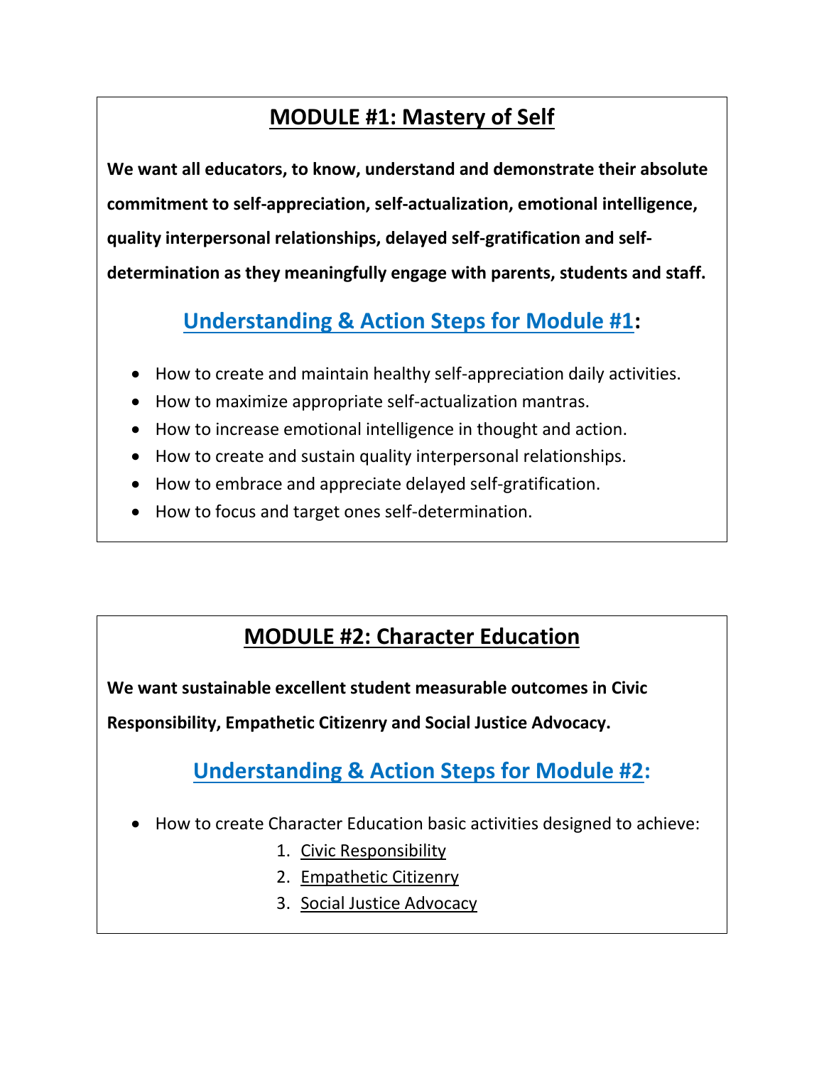## MODULE #1: Mastery of Self

**We want all educators, to know, understand and demonstrate their absolute commitment to self-appreciation, self-actualization, emotional intelligence, quality interpersonal relationships, delayed self-gratification and self-determination as they meaningfully engage with parents, students and staff.**

### Understanding & Action Steps for Module #1:

- How to create and maintain healthy self-appreciation daily activities.
- How to maximize appropriate self-actualization mantras.
- How to increase emotional intelligence in thought and action.
- How to create and sustain quality interpersonal relationships.
- How to embrace and appreciate delayed self-gratification.
- How to focus and target ones self-determination.

## MODULE #2: Character Education

**We want sustainable excellent student measurable outcomes in Civic Responsibility, Empathetic Citizenry and Social Justice Advocacy.**

### Understanding & Action Steps for Module #2:

- How to create Character Education basic activities designed to achieve:
  1. Civic Responsibility
  2. Empathetic Citizenry
  3. Social Justice Advocacy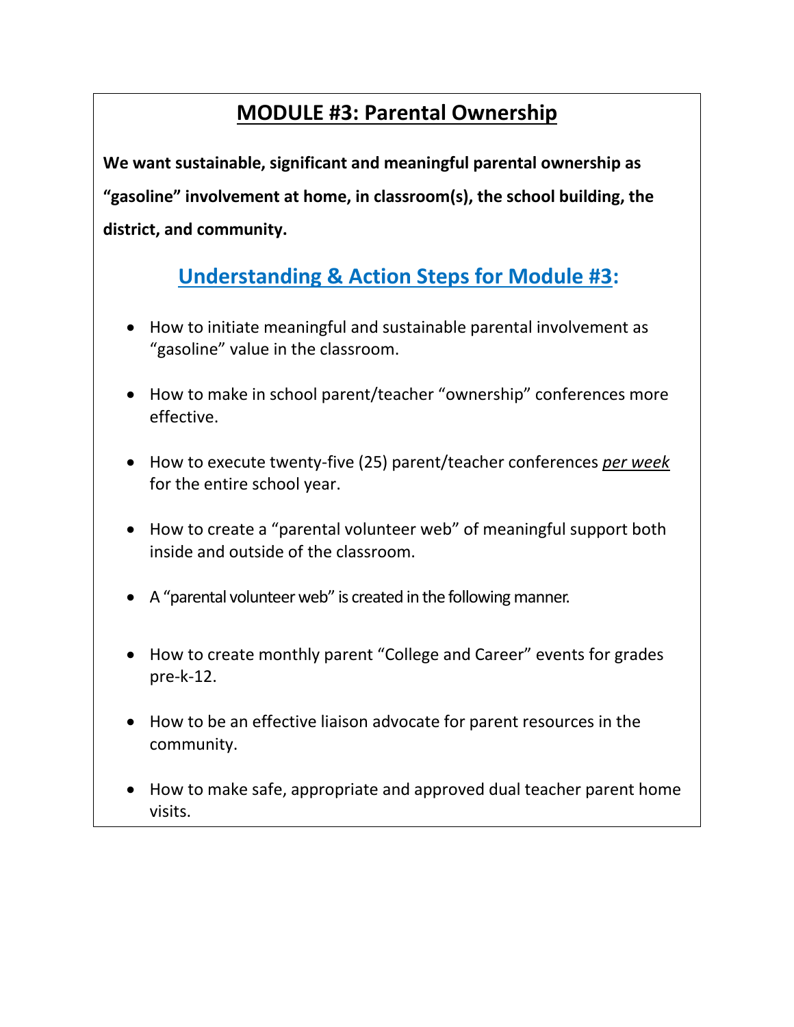## MODULE #3: Parental Ownership

**We want sustainable, significant and meaningful parental ownership as “gasoline” involvement at home, in classroom(s), the school building, the district, and community.**

### Understanding & Action Steps for Module #3:

- How to initiate meaningful and sustainable parental involvement as “gasoline” value in the classroom.
- How to make in school parent/teacher “ownership” conferences more effective.
- How to execute twenty-five (25) parent/teacher conferences *per week* for the entire school year.
- How to create a “parental volunteer web” of meaningful support both inside and outside of the classroom.
- A “parental volunteer web” is created in the following manner.
- How to create monthly parent “College and Career” events for grades pre-k-12.
- How to be an effective liaison advocate for parent resources in the community.
- How to make safe, appropriate and approved dual teacher parent home visits.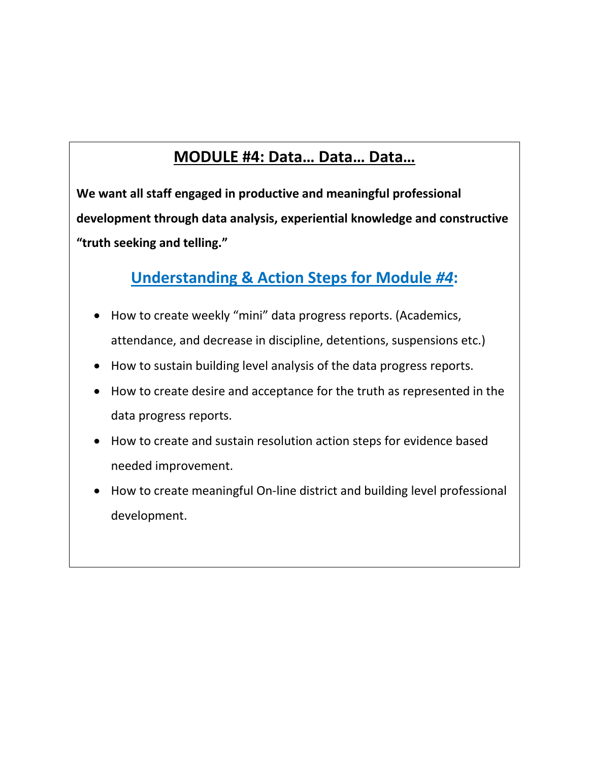## MODULE #4: Data… Data… Data…

**We want all staff engaged in productive and meaningful professional development through data analysis, experiential knowledge and constructive "truth seeking and telling."**

### Understanding & Action Steps for Module #4:

- How to create weekly "mini" data progress reports. (Academics, attendance, and decrease in discipline, detentions, suspensions etc.)
- How to sustain building level analysis of the data progress reports.
- How to create desire and acceptance for the truth as represented in the data progress reports.
- How to create and sustain resolution action steps for evidence based needed improvement.
- How to create meaningful On-line district and building level professional development.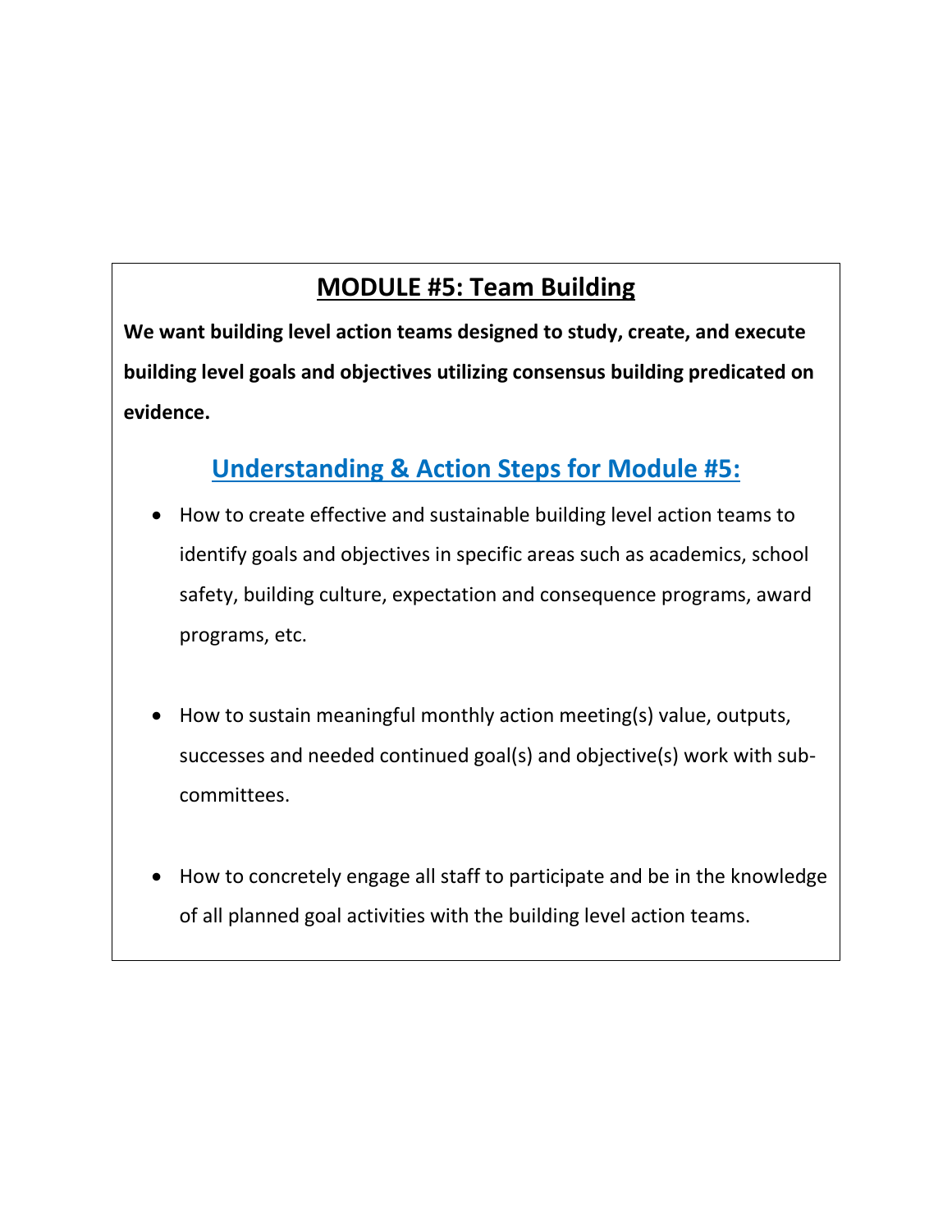# MODULE #5: Team Building

**We want building level action teams designed to study, create, and execute building level goals and objectives utilizing consensus building predicated on evidence.**

## Understanding & Action Steps for Module #5:

- How to create effective and sustainable building level action teams to identify goals and objectives in specific areas such as academics, school safety, building culture, expectation and consequence programs, award programs, etc.

- How to sustain meaningful monthly action meeting(s) value, outputs, successes and needed continued goal(s) and objective(s) work with sub-committees.

- How to concretely engage all staff to participate and be in the knowledge of all planned goal activities with the building level action teams.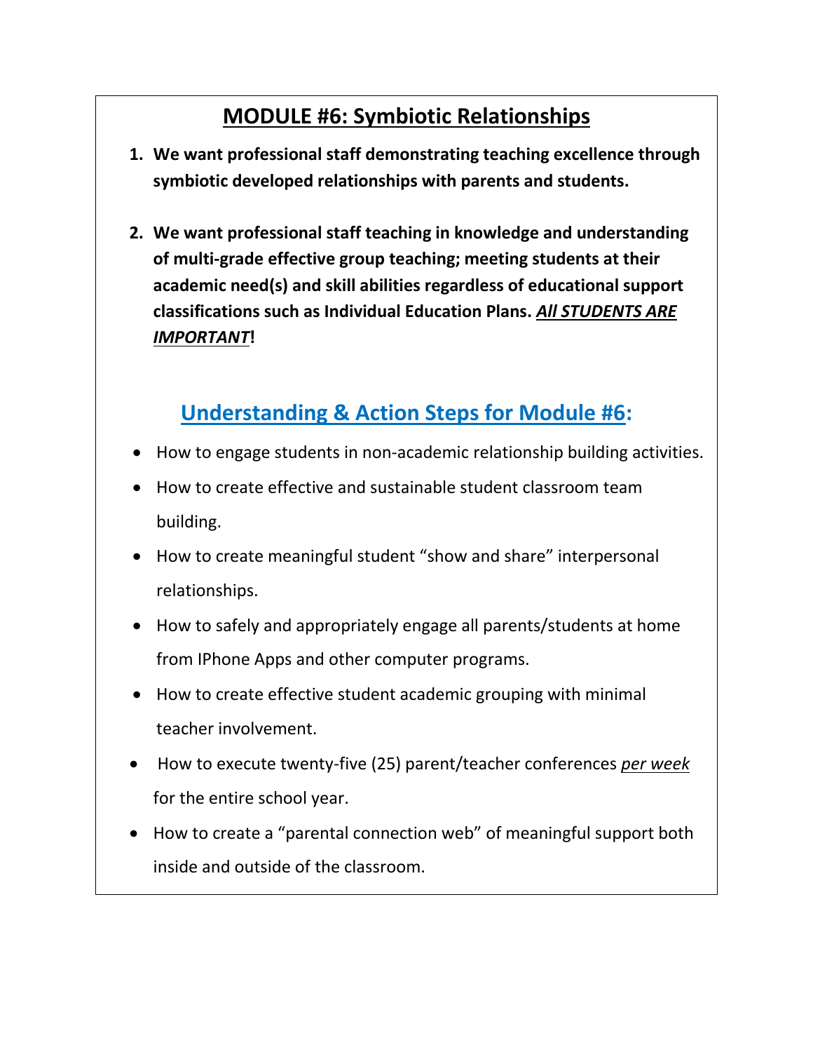# <u>MODULE #6: Symbiotic Relationships</u>

1. **We want professional staff demonstrating teaching excellence through symbiotic developed relationships with parents and students.**

2. **We want professional staff teaching in knowledge and understanding of multi-grade effective group teaching; meeting students at their academic need(s) and skill abilities regardless of educational support classifications such as Individual Education Plans. <u>*All STUDENTS ARE IMPORTANT*</u>!**

## <u>Understanding & Action Steps for Module #6</u>:

- How to engage students in non-academic relationship building activities.
- How to create effective and sustainable student classroom team building.
- How to create meaningful student "show and share" interpersonal relationships.
- How to safely and appropriately engage all parents/students at home from IPhone Apps and other computer programs.
- How to create effective student academic grouping with minimal teacher involvement.
- How to execute twenty-five (25) parent/teacher conferences <u>*per week*</u> for the entire school year.
- How to create a "parental connection web" of meaningful support both inside and outside of the classroom.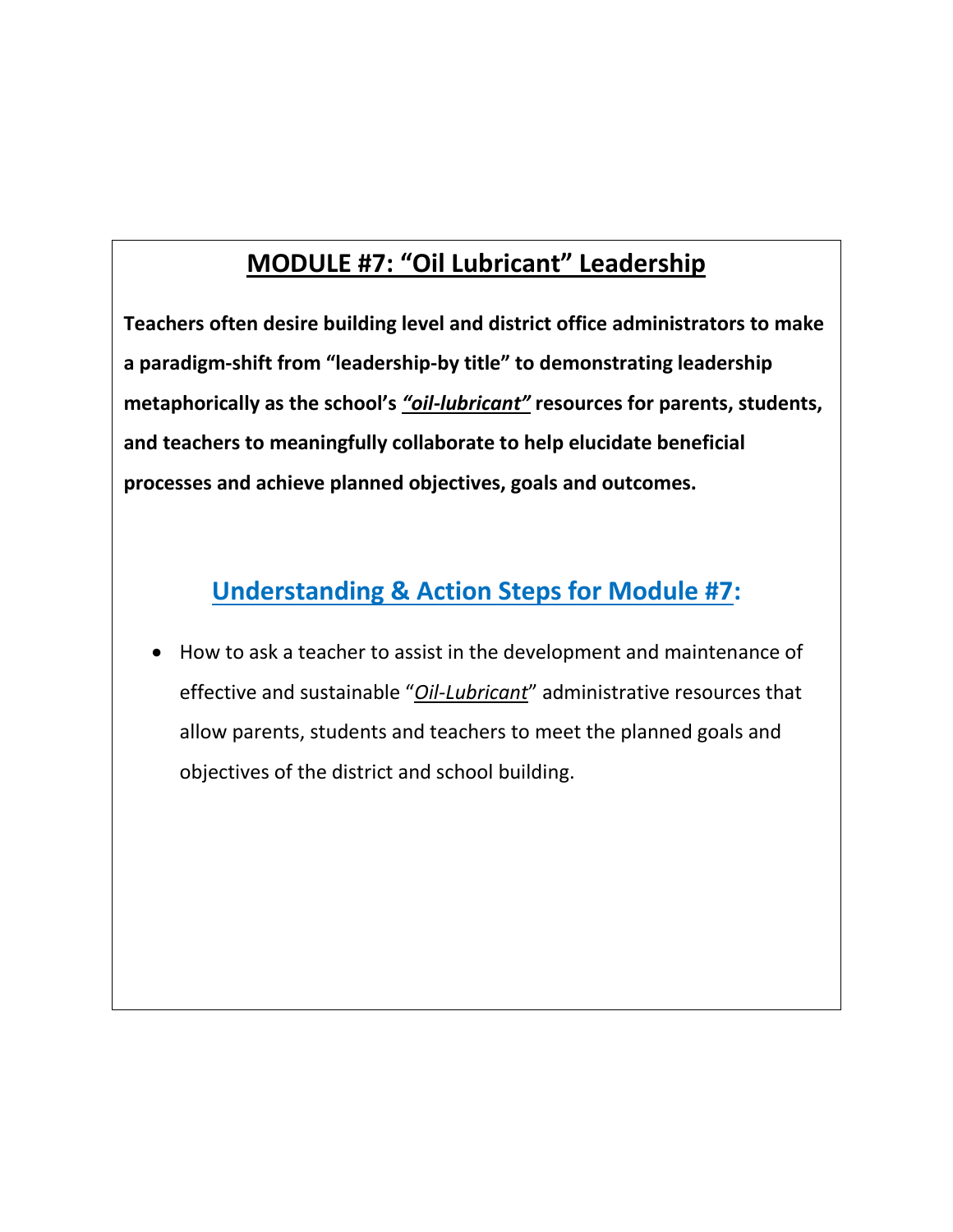## MODULE #7: "Oil Lubricant" Leadership

**Teachers often desire building level and district office administrators to make a paradigm-shift from "leadership-by title" to demonstrating leadership metaphorically as the school's *"oil-lubricant"* resources for parents, students, and teachers to meaningfully collaborate to help elucidate beneficial processes and achieve planned objectives, goals and outcomes.**

### Understanding & Action Steps for Module #7:

- How to ask a teacher to assist in the development and maintenance of effective and sustainable "*Oil-Lubricant*" administrative resources that allow parents, students and teachers to meet the planned goals and objectives of the district and school building.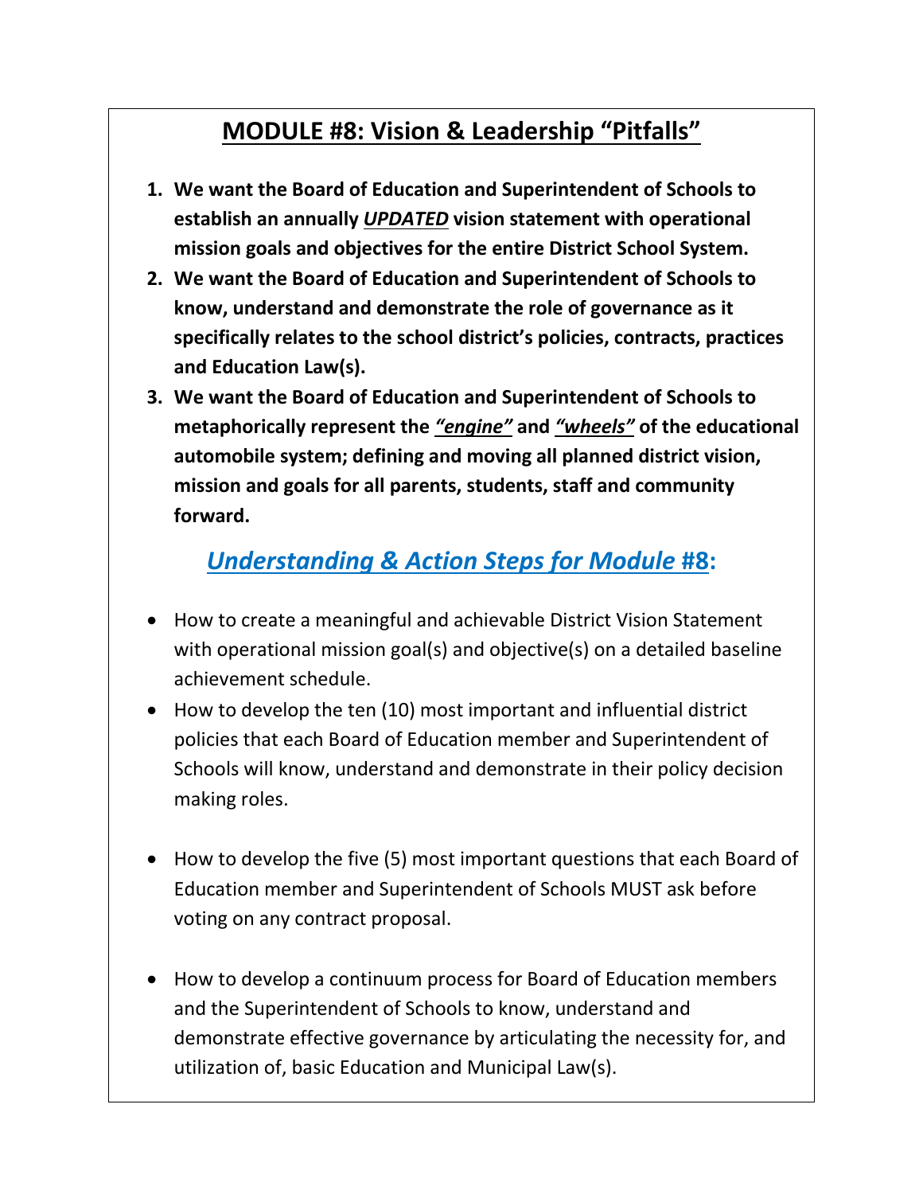## MODULE #8: Vision & Leadership "Pitfalls"

1. **We want the Board of Education and Superintendent of Schools to establish an annually *UPDATED* vision statement with operational mission goals and objectives for the entire District School System.**
2. **We want the Board of Education and Superintendent of Schools to know, understand and demonstrate the role of governance as it specifically relates to the school district's policies, contracts, practices and Education Law(s).**
3. **We want the Board of Education and Superintendent of Schools to metaphorically represent the *"engine"* and *"wheels"* of the educational automobile system; defining and moving all planned district vision, mission and goals for all parents, students, staff and community forward.**

### *Understanding & Action Steps for Module* #8:

- How to create a meaningful and achievable District Vision Statement with operational mission goal(s) and objective(s) on a detailed baseline achievement schedule.
- How to develop the ten (10) most important and influential district policies that each Board of Education member and Superintendent of Schools will know, understand and demonstrate in their policy decision making roles.
- How to develop the five (5) most important questions that each Board of Education member and Superintendent of Schools MUST ask before voting on any contract proposal.
- How to develop a continuum process for Board of Education members and the Superintendent of Schools to know, understand and demonstrate effective governance by articulating the necessity for, and utilization of, basic Education and Municipal Law(s).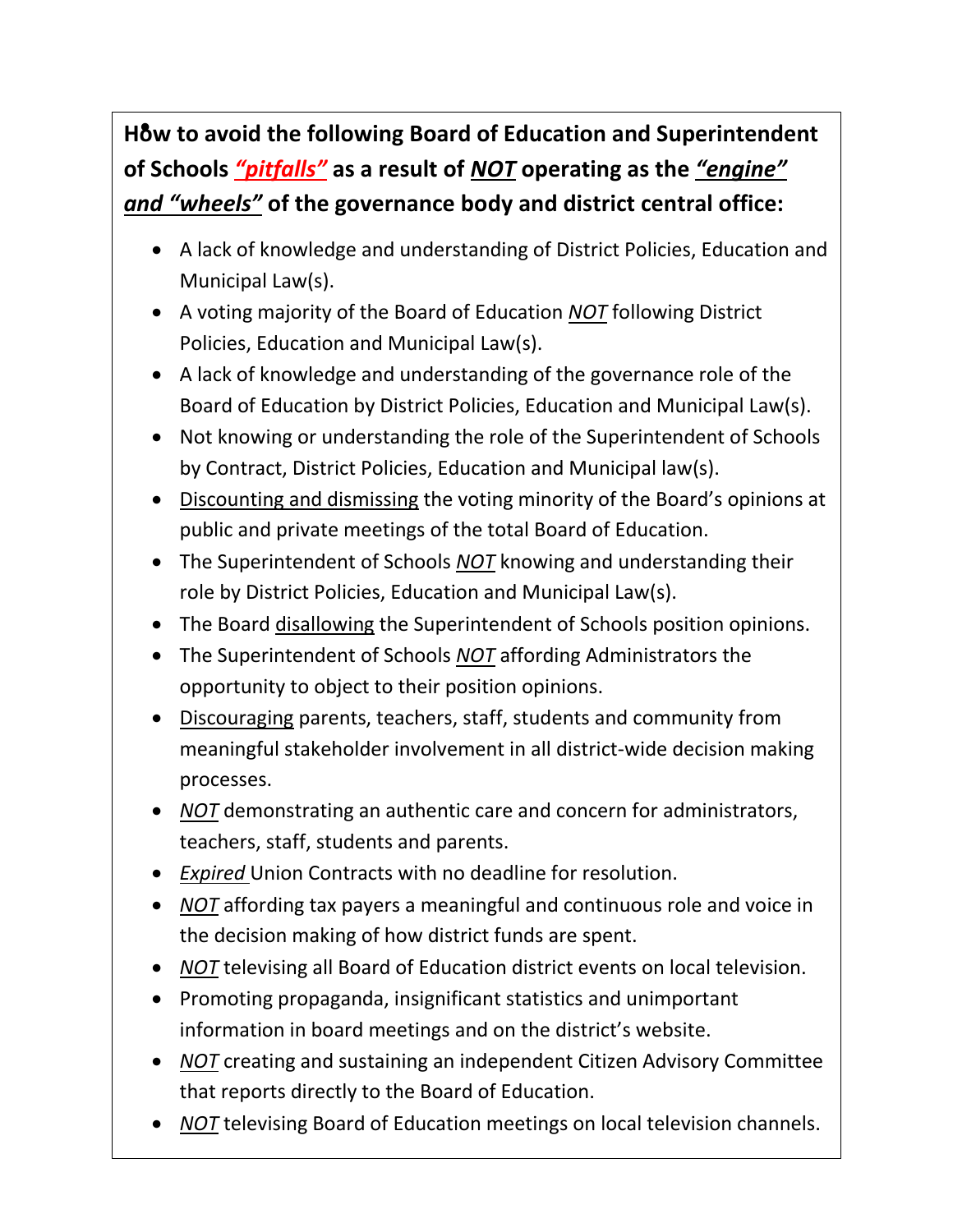**How to avoid the following Board of Education and Superintendent of Schools *"pitfalls"* as a result of *NOT* operating as the *"engine" and "wheels"* of the governance body and district central office:**

- A lack of knowledge and understanding of District Policies, Education and Municipal Law(s).
- A voting majority of the Board of Education *NOT* following District Policies, Education and Municipal Law(s).
- A lack of knowledge and understanding of the governance role of the Board of Education by District Policies, Education and Municipal Law(s).
- Not knowing or understanding the role of the Superintendent of Schools by Contract, District Policies, Education and Municipal law(s).
- Discounting and dismissing the voting minority of the Board's opinions at public and private meetings of the total Board of Education.
- The Superintendent of Schools *NOT* knowing and understanding their role by District Policies, Education and Municipal Law(s).
- The Board disallowing the Superintendent of Schools position opinions.
- The Superintendent of Schools *NOT* affording Administrators the opportunity to object to their position opinions.
- Discouraging parents, teachers, staff, students and community from meaningful stakeholder involvement in all district-wide decision making processes.
- *NOT* demonstrating an authentic care and concern for administrators, teachers, staff, students and parents.
- *Expired* Union Contracts with no deadline for resolution.
- *NOT* affording tax payers a meaningful and continuous role and voice in the decision making of how district funds are spent.
- *NOT* televising all Board of Education district events on local television.
- Promoting propaganda, insignificant statistics and unimportant information in board meetings and on the district's website.
- *NOT* creating and sustaining an independent Citizen Advisory Committee that reports directly to the Board of Education.
- *NOT* televising Board of Education meetings on local television channels.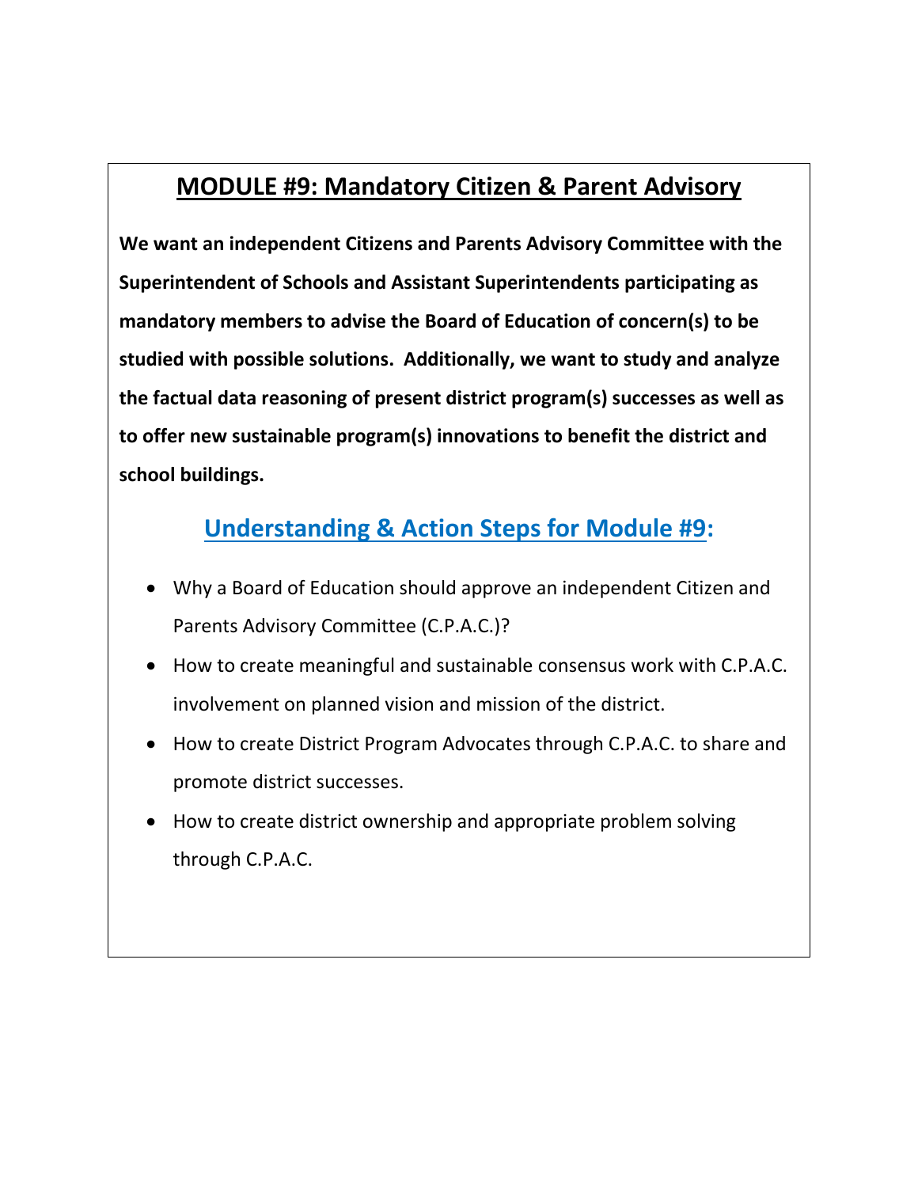## MODULE #9: Mandatory Citizen & Parent Advisory

**We want an independent Citizens and Parents Advisory Committee with the Superintendent of Schools and Assistant Superintendents participating as mandatory members to advise the Board of Education of concern(s) to be studied with possible solutions. Additionally, we want to study and analyze the factual data reasoning of present district program(s) successes as well as to offer new sustainable program(s) innovations to benefit the district and school buildings.**

### Understanding & Action Steps for Module #9:

- Why a Board of Education should approve an independent Citizen and Parents Advisory Committee (C.P.A.C.)?
- How to create meaningful and sustainable consensus work with C.P.A.C. involvement on planned vision and mission of the district.
- How to create District Program Advocates through C.P.A.C. to share and promote district successes.
- How to create district ownership and appropriate problem solving through C.P.A.C.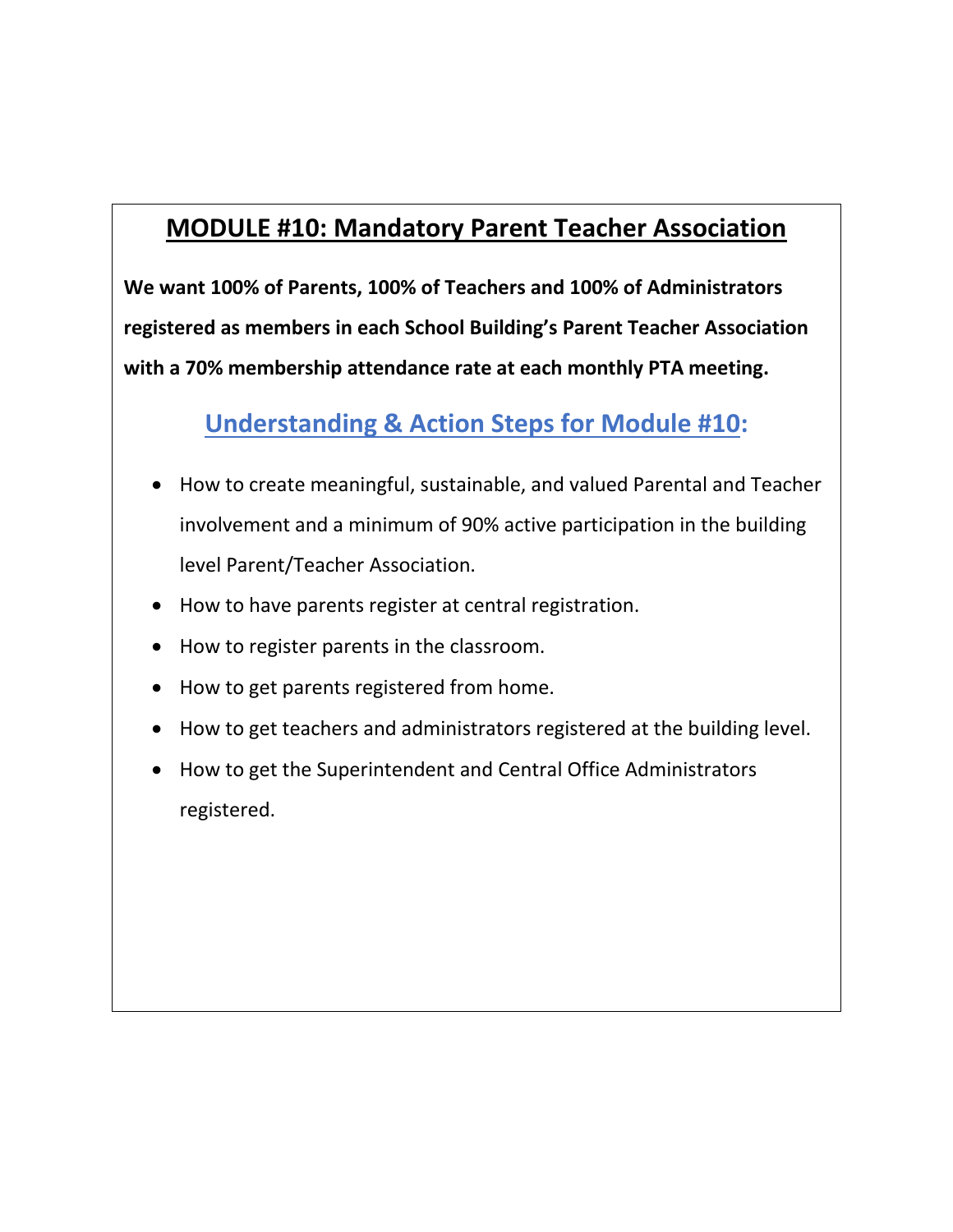## MODULE #10: Mandatory Parent Teacher Association

**We want 100% of Parents, 100% of Teachers and 100% of Administrators registered as members in each School Building's Parent Teacher Association with a 70% membership attendance rate at each monthly PTA meeting.**

### Understanding & Action Steps for Module #10:

- How to create meaningful, sustainable, and valued Parental and Teacher involvement and a minimum of 90% active participation in the building level Parent/Teacher Association.
- How to have parents register at central registration.
- How to register parents in the classroom.
- How to get parents registered from home.
- How to get teachers and administrators registered at the building level.
- How to get the Superintendent and Central Office Administrators registered.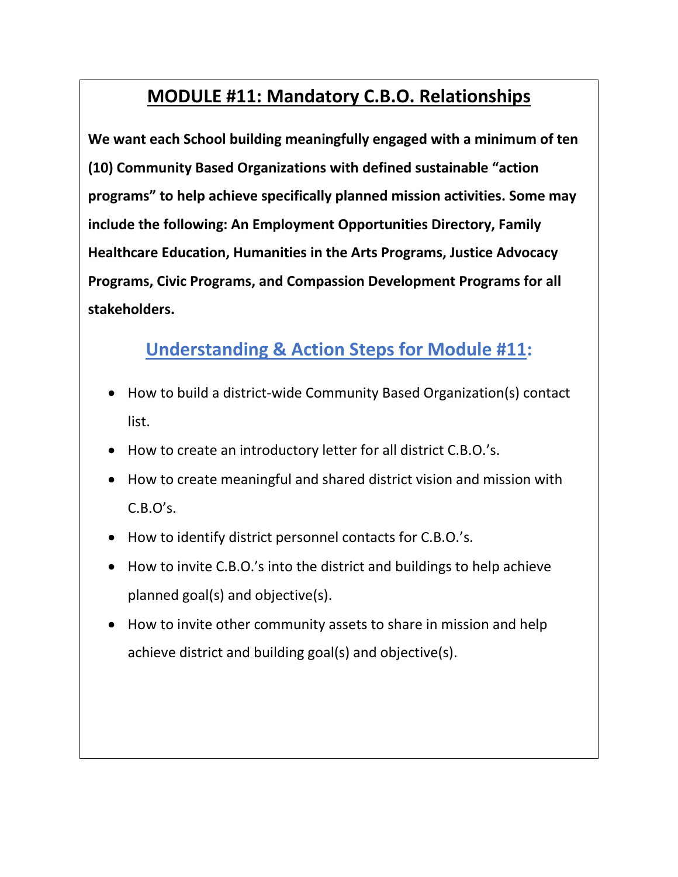# MODULE #11: Mandatory C.B.O. Relationships

**We want each School building meaningfully engaged with a minimum of ten (10) Community Based Organizations with defined sustainable "action programs" to help achieve specifically planned mission activities. Some may include the following: An Employment Opportunities Directory, Family Healthcare Education, Humanities in the Arts Programs, Justice Advocacy Programs, Civic Programs, and Compassion Development Programs for all stakeholders.**

## Understanding & Action Steps for Module #11:

- How to build a district-wide Community Based Organization(s) contact list.
- How to create an introductory letter for all district C.B.O.'s.
- How to create meaningful and shared district vision and mission with C.B.O's.
- How to identify district personnel contacts for C.B.O.'s.
- How to invite C.B.O.'s into the district and buildings to help achieve planned goal(s) and objective(s).
- How to invite other community assets to share in mission and help achieve district and building goal(s) and objective(s).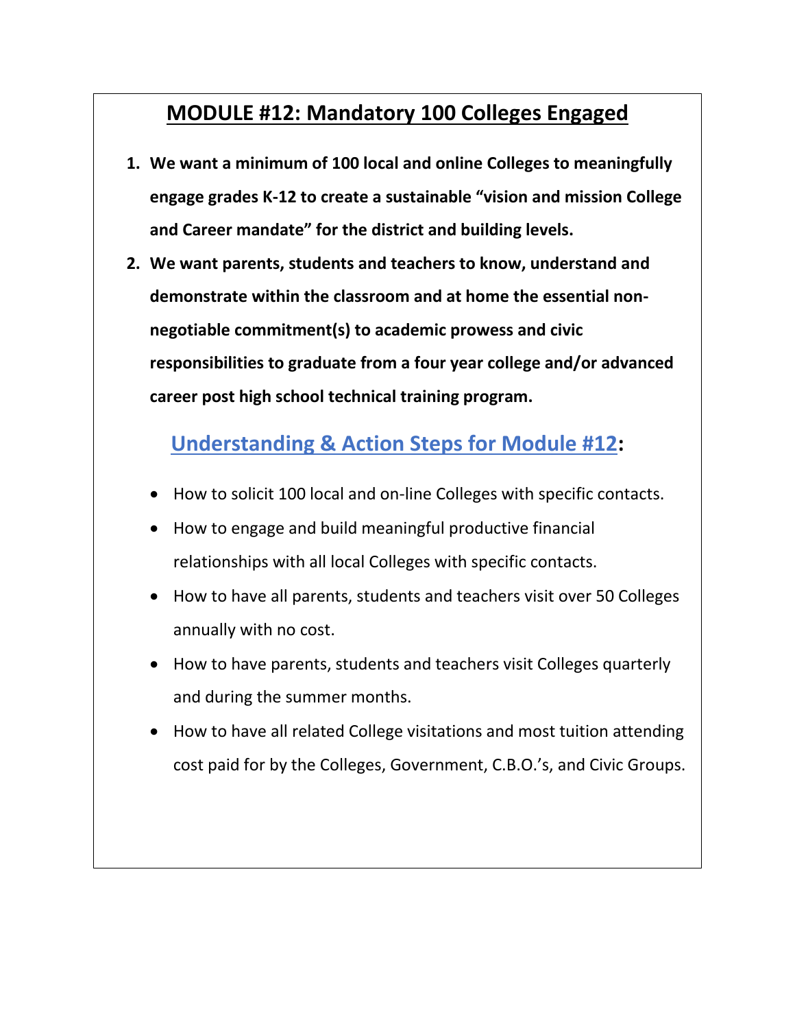## MODULE #12: Mandatory 100 Colleges Engaged

1. **We want a minimum of 100 local and online Colleges to meaningfully engage grades K-12 to create a sustainable "vision and mission College and Career mandate" for the district and building levels.**
2. **We want parents, students and teachers to know, understand and demonstrate within the classroom and at home the essential non-negotiable commitment(s) to academic prowess and civic responsibilities to graduate from a four year college and/or advanced career post high school technical training program.**

### Understanding & Action Steps for Module #12:

- How to solicit 100 local and on-line Colleges with specific contacts.
- How to engage and build meaningful productive financial relationships with all local Colleges with specific contacts.
- How to have all parents, students and teachers visit over 50 Colleges annually with no cost.
- How to have parents, students and teachers visit Colleges quarterly and during the summer months.
- How to have all related College visitations and most tuition attending cost paid for by the Colleges, Government, C.B.O.'s, and Civic Groups.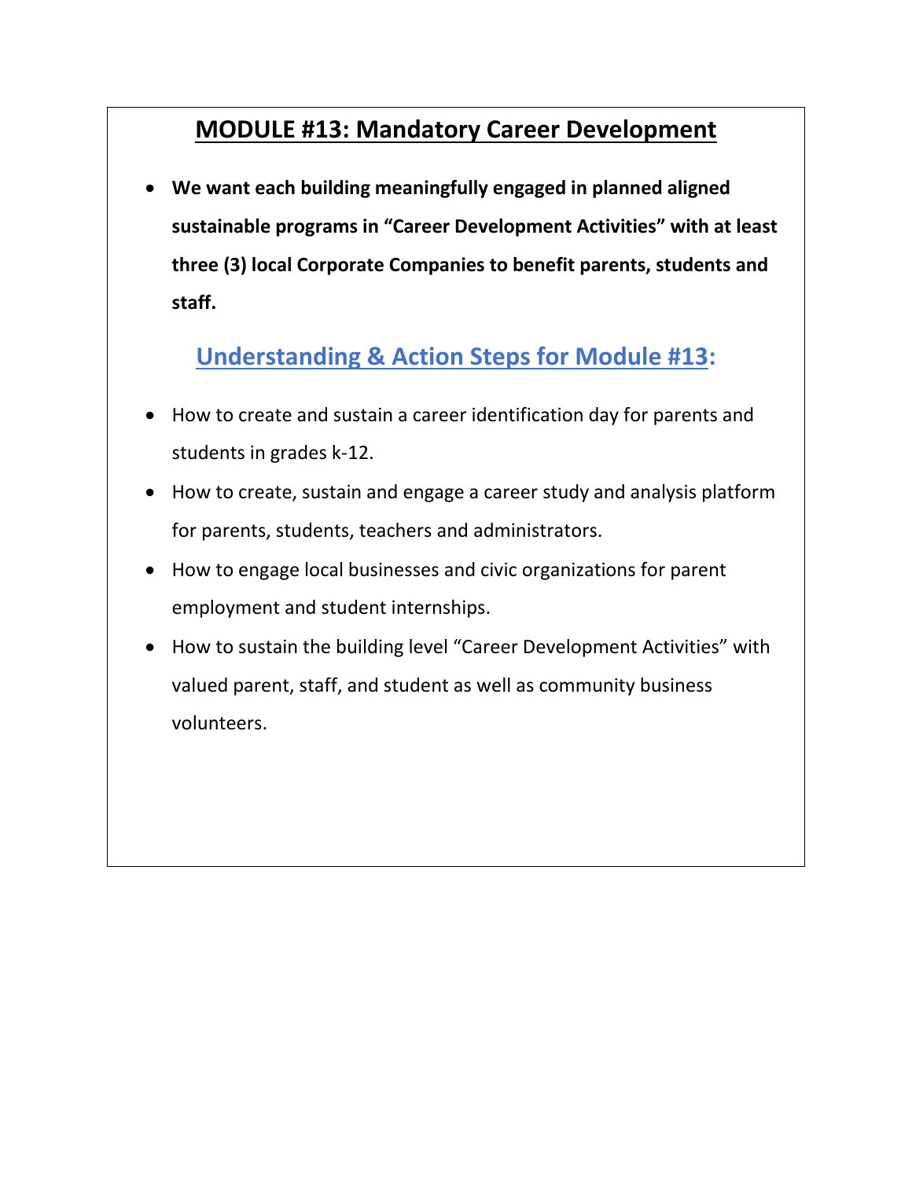## MODULE #13: Mandatory Career Development

- **We want each building meaningfully engaged in planned aligned sustainable programs in "Career Development Activities" with at least three (3) local Corporate Companies to benefit parents, students and staff.**

### Understanding & Action Steps for Module #13:

- How to create and sustain a career identification day for parents and students in grades k-12.
- How to create, sustain and engage a career study and analysis platform for parents, students, teachers and administrators.
- How to engage local businesses and civic organizations for parent employment and student internships.
- How to sustain the building level "Career Development Activities" with valued parent, staff, and student as well as community business volunteers.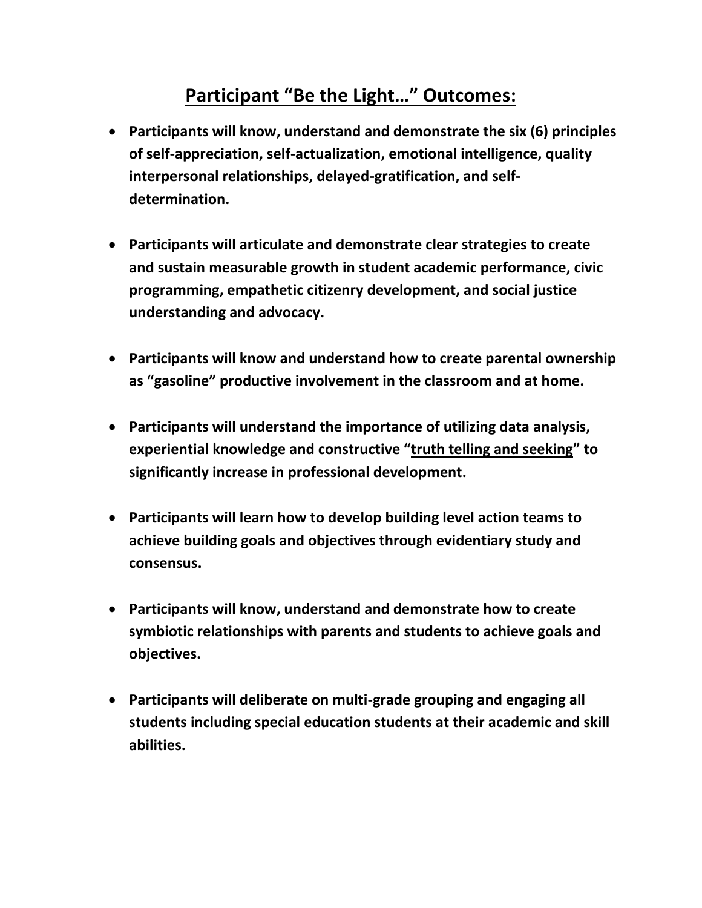# <u>Participant "Be the Light…" Outcomes:</u>

- **Participants will know, understand and demonstrate the six (6) principles of self-appreciation, self-actualization, emotional intelligence, quality interpersonal relationships, delayed-gratification, and self-determination.**

- **Participants will articulate and demonstrate clear strategies to create and sustain measurable growth in student academic performance, civic programming, empathetic citizenry development, and social justice understanding and advocacy.**

- **Participants will know and understand how to create parental ownership as "gasoline" productive involvement in the classroom and at home.**

- **Participants will understand the importance of utilizing data analysis, experiential knowledge and constructive "<u>truth telling and seeking</u>" to significantly increase in professional development.**

- **Participants will learn how to develop building level action teams to achieve building goals and objectives through evidentiary study and consensus.**

- **Participants will know, understand and demonstrate how to create symbiotic relationships with parents and students to achieve goals and objectives.**

- **Participants will deliberate on multi-grade grouping and engaging all students including special education students at their academic and skill abilities.**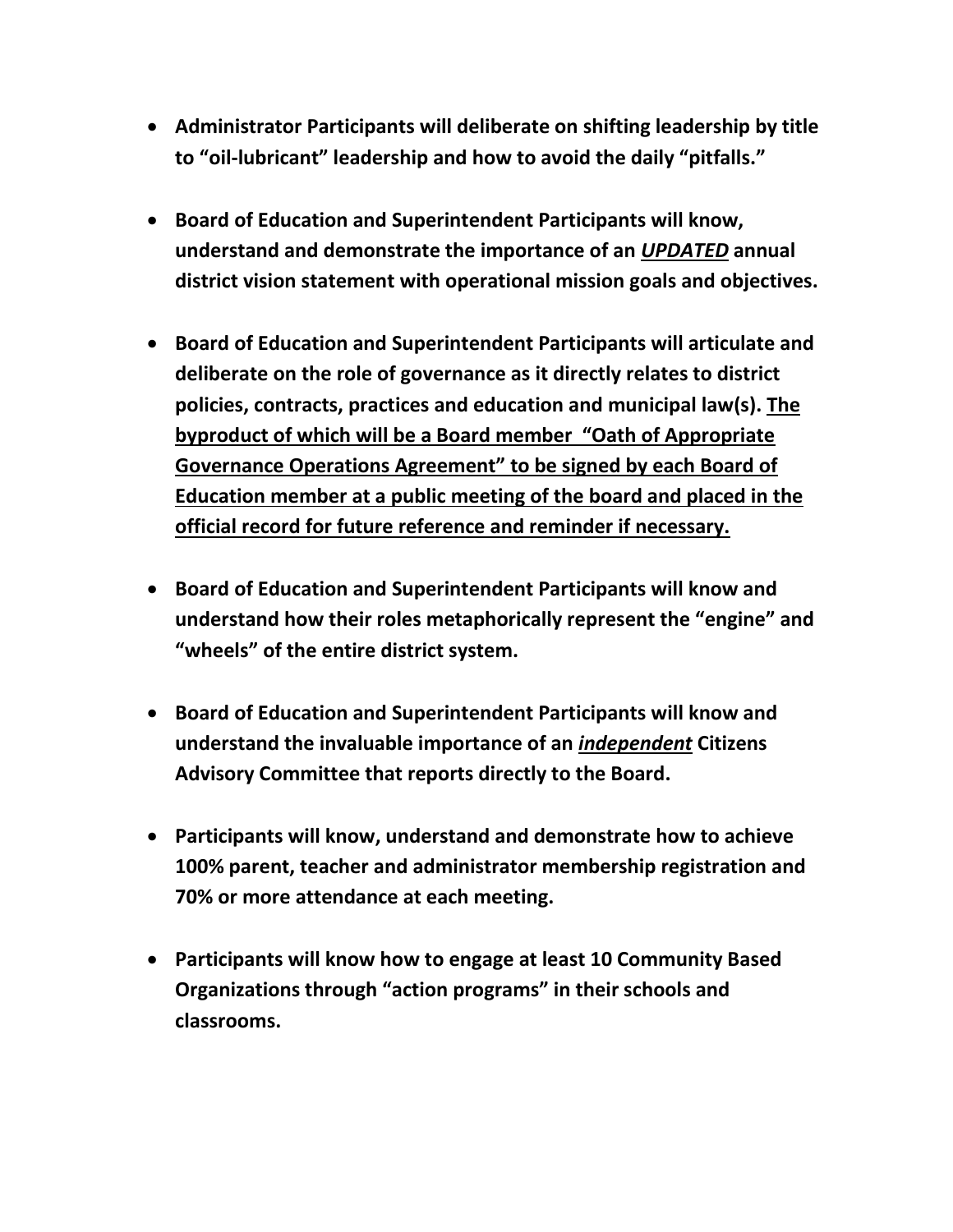- **Administrator Participants will deliberate on shifting leadership by title to "oil-lubricant" leadership and how to avoid the daily "pitfalls."**

- **Board of Education and Superintendent Participants will know, understand and demonstrate the importance of an _<u>UPDATED</u>_ annual district vision statement with operational mission goals and objectives.**

- **Board of Education and Superintendent Participants will articulate and deliberate on the role of governance as it directly relates to district policies, contracts, practices and education and municipal law(s). <u>The byproduct of which will be a Board member "Oath of Appropriate Governance Operations Agreement" to be signed by each Board of Education member at a public meeting of the board and placed in the official record for future reference and reminder if necessary.</u>**

- **Board of Education and Superintendent Participants will know and understand how their roles metaphorically represent the "engine" and "wheels" of the entire district system.**

- **Board of Education and Superintendent Participants will know and understand the invaluable importance of an _<u>independent</u>_ Citizens Advisory Committee that reports directly to the Board.**

- **Participants will know, understand and demonstrate how to achieve 100% parent, teacher and administrator membership registration and 70% or more attendance at each meeting.**

- **Participants will know how to engage at least 10 Community Based Organizations through "action programs" in their schools and classrooms.**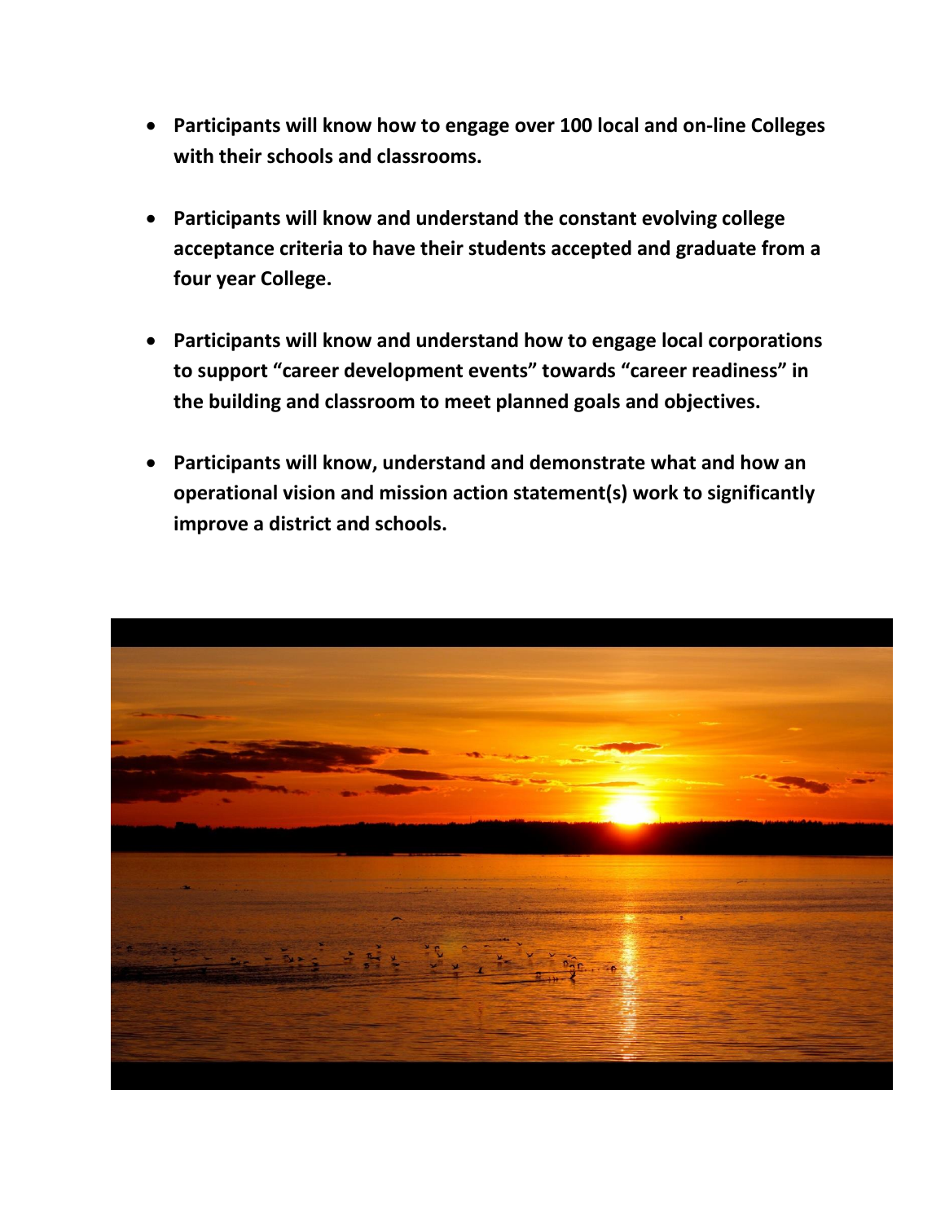- **Participants will know how to engage over 100 local and on-line Colleges with their schools and classrooms.**

- **Participants will know and understand the constant evolving college acceptance criteria to have their students accepted and graduate from a four year College.**

- **Participants will know and understand how to engage local corporations to support "career development events" towards "career readiness" in the building and classroom to meet planned goals and objectives.**

- **Participants will know, understand and demonstrate what and how an operational vision and mission action statement(s) work to significantly improve a district and schools.**